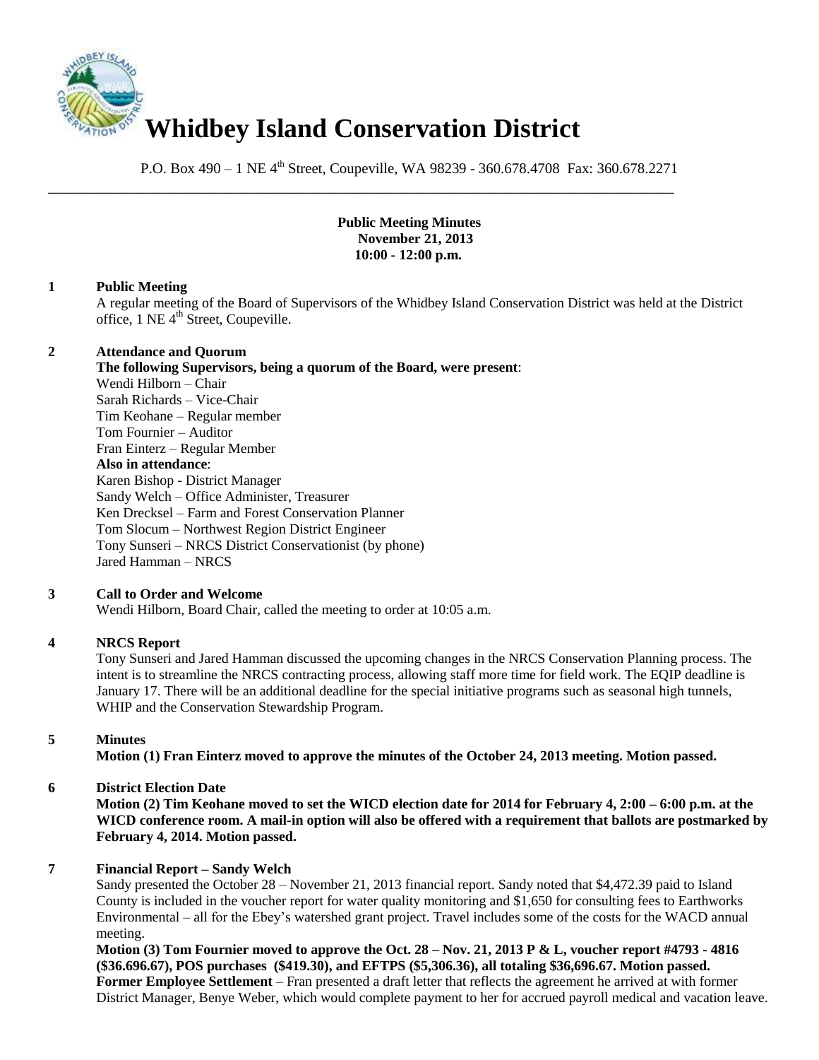# Whidbey Island Conservation District

P.O. Box 490 – 1 NE 4th Street, Coupeville, WA 98239 - 360.678.4708 Fax: 360.678.2271

**Public Meeting Minutes**
**November 21, 2013**
**10:00 - 12:00 p.m.**

## 1 Public Meeting

A regular meeting of the Board of Supervisors of the Whidbey Island Conservation District was held at the District office, 1 NE 4th Street, Coupeville.

## 2 Attendance and Quorum

**The following Supervisors, being a quorum of the Board, were present**:

Wendi Hilborn – Chair
Sarah Richards – Vice-Chair
Tim Keohane – Regular member
Tom Fournier – Auditor
Fran Einterz – Regular Member

**Also in attendance**:

Karen Bishop - District Manager
Sandy Welch – Office Administer, Treasurer
Ken Drecksel – Farm and Forest Conservation Planner
Tom Slocum – Northwest Region District Engineer
Tony Sunseri – NRCS District Conservationist (by phone)
Jared Hamman – NRCS

## 3 Call to Order and Welcome

Wendi Hilborn, Board Chair, called the meeting to order at 10:05 a.m.

## 4 NRCS Report

Tony Sunseri and Jared Hamman discussed the upcoming changes in the NRCS Conservation Planning process. The intent is to streamline the NRCS contracting process, allowing staff more time for field work. The EQIP deadline is January 17. There will be an additional deadline for the special initiative programs such as seasonal high tunnels, WHIP and the Conservation Stewardship Program.

## 5 Minutes

**Motion (1) Fran Einterz moved to approve the minutes of the October 24, 2013 meeting. Motion passed.**

## 6 District Election Date

**Motion (2) Tim Keohane moved to set the WICD election date for 2014 for February 4, 2:00 – 6:00 p.m. at the WICD conference room. A mail-in option will also be offered with a requirement that ballots are postmarked by February 4, 2014. Motion passed.**

## 7 Financial Report – Sandy Welch

Sandy presented the October 28 – November 21, 2013 financial report. Sandy noted that $4,472.39 paid to Island County is included in the voucher report for water quality monitoring and $1,650 for consulting fees to Earthworks Environmental – all for the Ebey's watershed grant project. Travel includes some of the costs for the WACD annual meeting.

**Motion (3) Tom Fournier moved to approve the Oct. 28 – Nov. 21, 2013 P & L, voucher report #4793 - 4816 ($36.696.67), POS purchases ($419.30), and EFTPS ($5,306.36), all totaling $36,696.67. Motion passed.**

**Former Employee Settlement** – Fran presented a draft letter that reflects the agreement he arrived at with former District Manager, Benye Weber, which would complete payment to her for accrued payroll medical and vacation leave.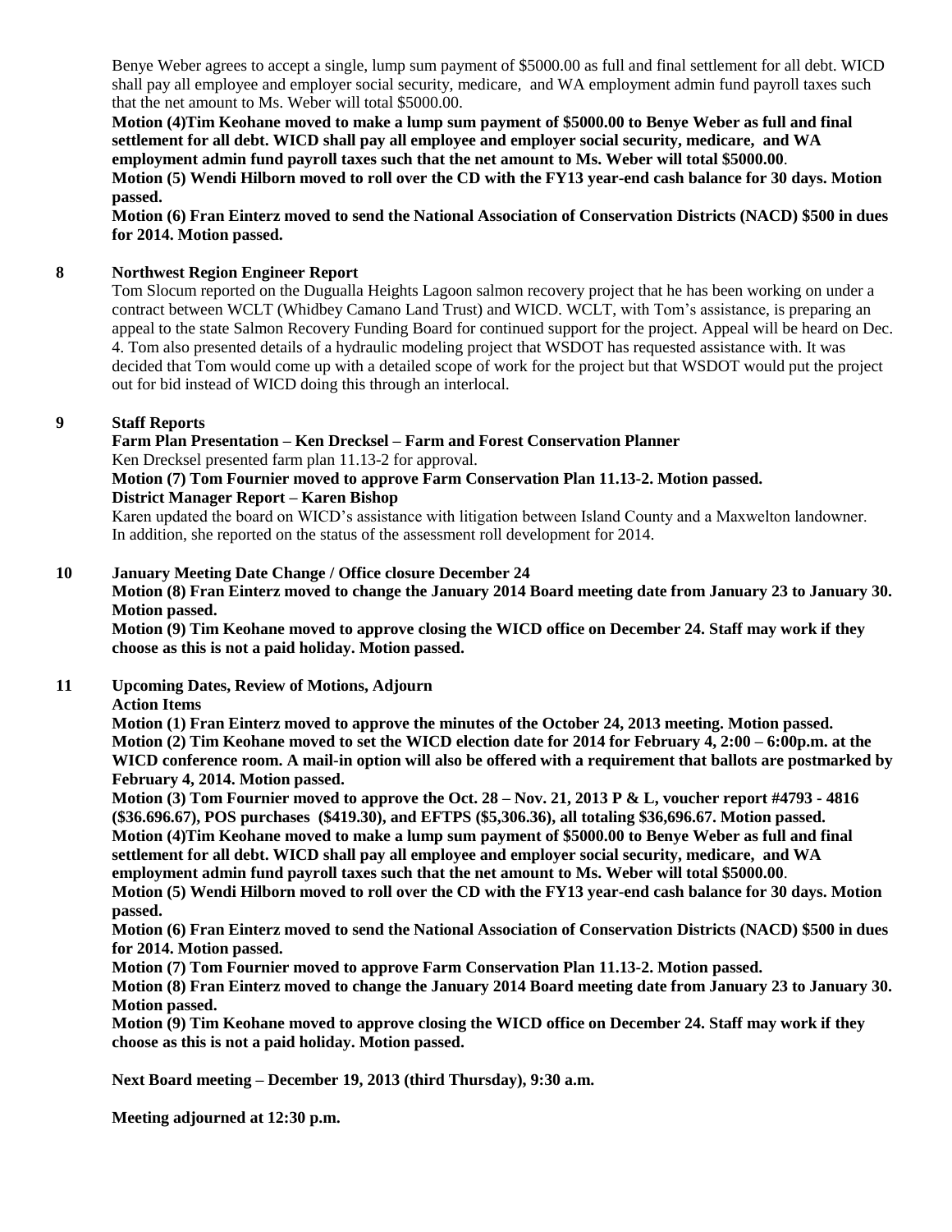Benye Weber agrees to accept a single, lump sum payment of $5000.00 as full and final settlement for all debt. WICD shall pay all employee and employer social security, medicare, and WA employment admin fund payroll taxes such that the net amount to Ms. Weber will total $5000.00.

**Motion (4)Tim Keohane moved to make a lump sum payment of $5000.00 to Benye Weber as full and final settlement for all debt. WICD shall pay all employee and employer social security, medicare, and WA employment admin fund payroll taxes such that the net amount to Ms. Weber will total $5000.00**.

**Motion (5) Wendi Hilborn moved to roll over the CD with the FY13 year-end cash balance for 30 days. Motion passed.**

**Motion (6) Fran Einterz moved to send the National Association of Conservation Districts (NACD) $500 in dues for 2014. Motion passed.**

## 8 Northwest Region Engineer Report

Tom Slocum reported on the Dugualla Heights Lagoon salmon recovery project that he has been working on under a contract between WCLT (Whidbey Camano Land Trust) and WICD. WCLT, with Tom's assistance, is preparing an appeal to the state Salmon Recovery Funding Board for continued support for the project. Appeal will be heard on Dec. 4. Tom also presented details of a hydraulic modeling project that WSDOT has requested assistance with. It was decided that Tom would come up with a detailed scope of work for the project but that WSDOT would put the project out for bid instead of WICD doing this through an interlocal.

## 9 Staff Reports

**Farm Plan Presentation – Ken Drecksel – Farm and Forest Conservation Planner**

Ken Drecksel presented farm plan 11.13-2 for approval.

**Motion (7) Tom Fournier moved to approve Farm Conservation Plan 11.13-2. Motion passed.**

**District Manager Report – Karen Bishop**

Karen updated the board on WICD's assistance with litigation between Island County and a Maxwelton landowner. In addition, she reported on the status of the assessment roll development for 2014.

## 10 January Meeting Date Change / Office closure December 24

**Motion (8) Fran Einterz moved to change the January 2014 Board meeting date from January 23 to January 30. Motion passed.**

**Motion (9) Tim Keohane moved to approve closing the WICD office on December 24. Staff may work if they choose as this is not a paid holiday. Motion passed.**

## 11 Upcoming Dates, Review of Motions, Adjourn

**Action Items**

**Motion (1) Fran Einterz moved to approve the minutes of the October 24, 2013 meeting. Motion passed.**

**Motion (2) Tim Keohane moved to set the WICD election date for 2014 for February 4, 2:00 – 6:00p.m. at the WICD conference room. A mail-in option will also be offered with a requirement that ballots are postmarked by February 4, 2014. Motion passed.**

**Motion (3) Tom Fournier moved to approve the Oct. 28 – Nov. 21, 2013 P & L, voucher report #4793 - 4816 ($36.696.67), POS purchases ($419.30), and EFTPS ($5,306.36), all totaling $36,696.67. Motion passed.**

**Motion (4)Tim Keohane moved to make a lump sum payment of $5000.00 to Benye Weber as full and final settlement for all debt. WICD shall pay all employee and employer social security, medicare, and WA employment admin fund payroll taxes such that the net amount to Ms. Weber will total $5000.00**.

**Motion (5) Wendi Hilborn moved to roll over the CD with the FY13 year-end cash balance for 30 days. Motion passed.**

**Motion (6) Fran Einterz moved to send the National Association of Conservation Districts (NACD) $500 in dues for 2014. Motion passed.**

**Motion (7) Tom Fournier moved to approve Farm Conservation Plan 11.13-2. Motion passed.**

**Motion (8) Fran Einterz moved to change the January 2014 Board meeting date from January 23 to January 30. Motion passed.**

**Motion (9) Tim Keohane moved to approve closing the WICD office on December 24. Staff may work if they choose as this is not a paid holiday. Motion passed.**

**Next Board meeting – December 19, 2013 (third Thursday), 9:30 a.m.**

**Meeting adjourned at 12:30 p.m.**